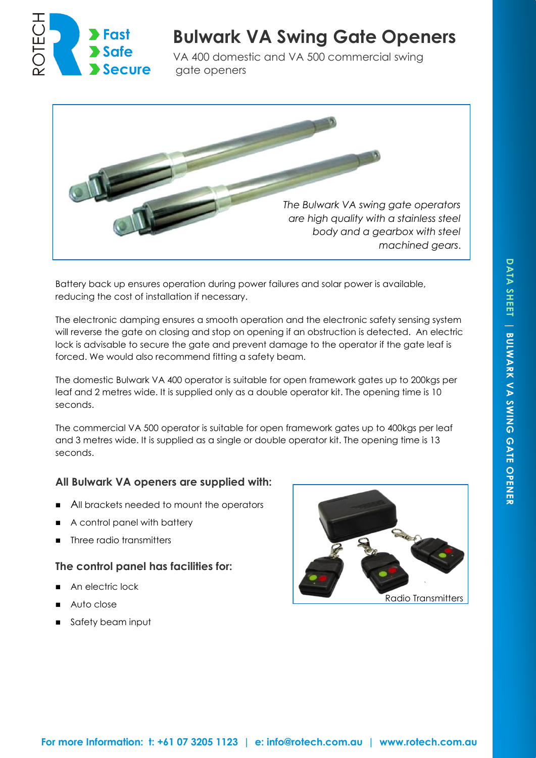ROTECH

**Fast**
**Safe**
**Secure**

# Bulwark VA Swing Gate Openers

VA 400 domestic and VA 500 commercial swing gate openers

*The Bulwark VA swing gate operators are high quality with a stainless steel body and a gearbox with steel machined gears.*

Battery back up ensures operation during power failures and solar power is available, reducing the cost of installation if necessary.

The electronic damping ensures a smooth operation and the electronic safety sensing system will reverse the gate on closing and stop on opening if an obstruction is detected. An electric lock is advisable to secure the gate and prevent damage to the operator if the gate leaf is forced. We would also recommend fitting a safety beam.

The domestic Bulwark VA 400 operator is suitable for open framework gates up to 200kgs per leaf and 2 metres wide. It is supplied only as a double operator kit. The opening time is 10 seconds.

The commercial VA 500 operator is suitable for open framework gates up to 400kgs per leaf and 3 metres wide. It is supplied as a single or double operator kit. The opening time is 13 seconds.

### All Bulwark VA openers are supplied with:

- All brackets needed to mount the operators
- A control panel with battery
- Three radio transmitters

### The control panel has facilities for:

- An electric lock
- Auto close
- Safety beam input

Radio Transmitters

DATA SHEET | BULWARK VA SWING GATE OPENER

**For more Information: t: +61 07 3205 1123 | e: info@rotech.com.au | www.rotech.com.au**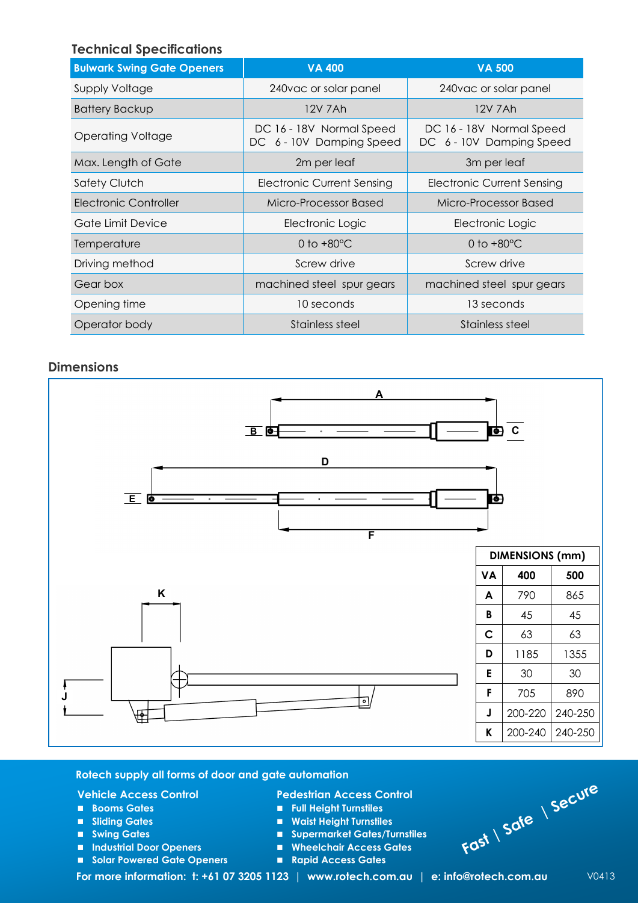## Technical Specifications

| Bulwark Swing Gate Openers | VA 400 | VA 500 |
|---|---|---|
| Supply Voltage | 240vac or solar panel | 240vac or solar panel |
| Battery Backup | 12V 7Ah | 12V 7Ah |
| Operating Voltage | DC 16 - 18V Normal Speed<br>DC 6 - 10V Damping Speed | DC 16 - 18V Normal Speed<br>DC 6 - 10V Damping Speed |
| Max. Length of Gate | 2m per leaf | 3m per leaf |
| Safety Clutch | Electronic Current Sensing | Electronic Current Sensing |
| Electronic Controller | Micro-Processor Based | Micro-Processor Based |
| Gate Limit Device | Electronic Logic | Electronic Logic |
| Temperature | 0 to +80°C | 0 to +80°C |
| Driving method | Screw drive | Screw drive |
| Gear box | machined steel spur gears | machined steel spur gears |
| Opening time | 10 seconds | 13 seconds |
| Operator body | Stainless steel | Stainless steel |

## Dimensions

A
B
C
D
E
F
K
J

| DIMENSIONS (mm) | | |
|---|---|---|
| VA | 400 | 500 |
| A | 790 | 865 |
| B | 45 | 45 |
| C | 63 | 63 |
| D | 1185 | 1355 |
| E | 30 | 30 |
| F | 705 | 890 |
| J | 200-220 | 240-250 |
| K | 200-240 | 240-250 |

**Rotech supply all forms of door and gate automation**

**Vehicle Access Control**

- Booms Gates
- Sliding Gates
- Swing Gates
- Industrial Door Openers
- Solar Powered Gate Openers

**Pedestrian Access Control**

- Full Height Turnstiles
- Waist Height Turnstiles
- Supermarket Gates/Turnstiles
- Wheelchair Access Gates
- Rapid Access Gates

Fast | Safe | Secure

**For more information: t: +61 07 3205 1123 | www.rotech.com.au | e: info@rotech.com.au**

V0413